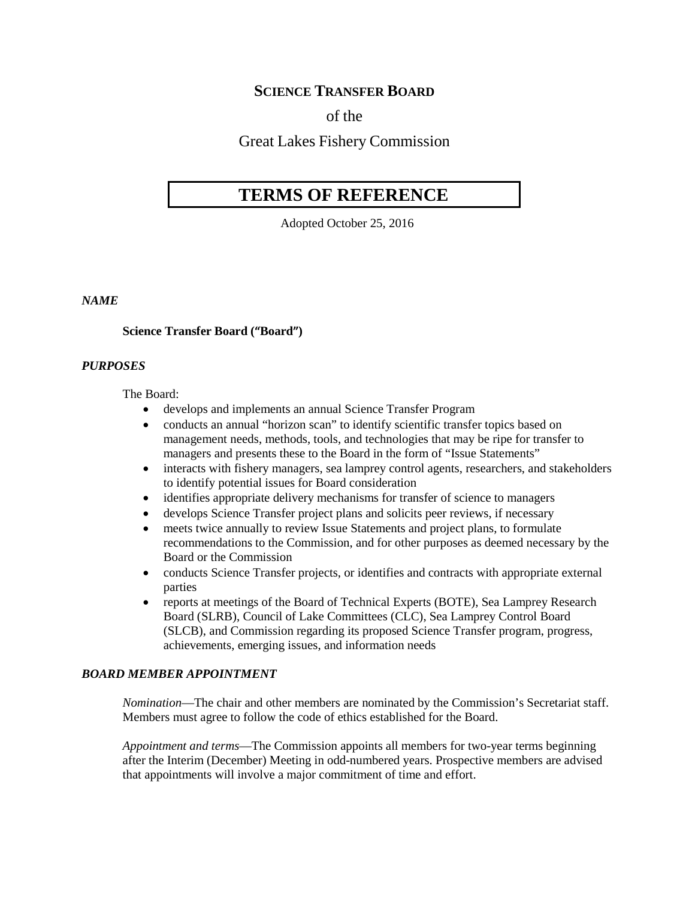# SCIENCE TRANSFER BOARD

of the

Great Lakes Fishery Commission

## TERMS OF REFERENCE

Adopted October 25, 2016

### *NAME*

**Science Transfer Board ("Board")**

### *PURPOSES*

The Board:

- develops and implements an annual Science Transfer Program
- conducts an annual "horizon scan" to identify scientific transfer topics based on management needs, methods, tools, and technologies that may be ripe for transfer to managers and presents these to the Board in the form of "Issue Statements"
- interacts with fishery managers, sea lamprey control agents, researchers, and stakeholders to identify potential issues for Board consideration
- identifies appropriate delivery mechanisms for transfer of science to managers
- develops Science Transfer project plans and solicits peer reviews, if necessary
- meets twice annually to review Issue Statements and project plans, to formulate recommendations to the Commission, and for other purposes as deemed necessary by the Board or the Commission
- conducts Science Transfer projects, or identifies and contracts with appropriate external parties
- reports at meetings of the Board of Technical Experts (BOTE), Sea Lamprey Research Board (SLRB), Council of Lake Committees (CLC), Sea Lamprey Control Board (SLCB), and Commission regarding its proposed Science Transfer program, progress, achievements, emerging issues, and information needs

### *BOARD MEMBER APPOINTMENT*

*Nomination*—The chair and other members are nominated by the Commission's Secretariat staff. Members must agree to follow the code of ethics established for the Board.

*Appointment and terms*—The Commission appoints all members for two-year terms beginning after the Interim (December) Meeting in odd-numbered years. Prospective members are advised that appointments will involve a major commitment of time and effort.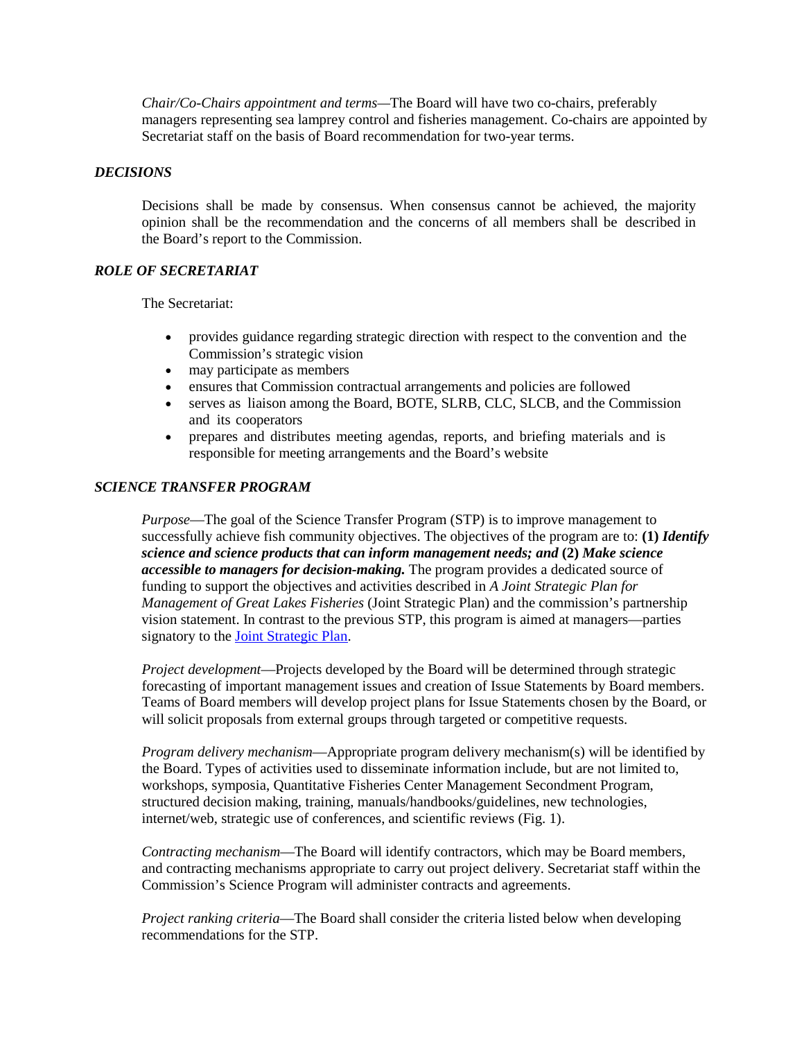*Chair/Co-Chairs appointment and terms*—The Board will have two co-chairs, preferably managers representing sea lamprey control and fisheries management. Co-chairs are appointed by Secretariat staff on the basis of Board recommendation for two-year terms.

### *DECISIONS*

Decisions shall be made by consensus. When consensus cannot be achieved, the majority opinion shall be the recommendation and the concerns of all members shall be described in the Board's report to the Commission.

### *ROLE OF SECRETARIAT*

The Secretariat:

- provides guidance regarding strategic direction with respect to the convention and the Commission's strategic vision
- may participate as members
- ensures that Commission contractual arrangements and policies are followed
- serves as liaison among the Board, BOTE, SLRB, CLC, SLCB, and the Commission and its cooperators
- prepares and distributes meeting agendas, reports, and briefing materials and is responsible for meeting arrangements and the Board's website

### *SCIENCE TRANSFER PROGRAM*

*Purpose*—The goal of the Science Transfer Program (STP) is to improve management to successfully achieve fish community objectives. The objectives of the program are to: **(1)** ***Identify science and science products that can inform management needs; and*** **(2)** ***Make science accessible to managers for decision-making.*** The program provides a dedicated source of funding to support the objectives and activities described in *A Joint Strategic Plan for Management of Great Lakes Fisheries* (Joint Strategic Plan) and the commission's partnership vision statement. In contrast to the previous STP, this program is aimed at managers—parties signatory to the [Joint Strategic Plan](#).

*Project development*—Projects developed by the Board will be determined through strategic forecasting of important management issues and creation of Issue Statements by Board members. Teams of Board members will develop project plans for Issue Statements chosen by the Board, or will solicit proposals from external groups through targeted or competitive requests.

*Program delivery mechanism*—Appropriate program delivery mechanism(s) will be identified by the Board. Types of activities used to disseminate information include, but are not limited to, workshops, symposia, Quantitative Fisheries Center Management Secondment Program, structured decision making, training, manuals/handbooks/guidelines, new technologies, internet/web, strategic use of conferences, and scientific reviews (Fig. 1).

*Contracting mechanism*—The Board will identify contractors, which may be Board members, and contracting mechanisms appropriate to carry out project delivery. Secretariat staff within the Commission's Science Program will administer contracts and agreements.

*Project ranking criteria*—The Board shall consider the criteria listed below when developing recommendations for the STP.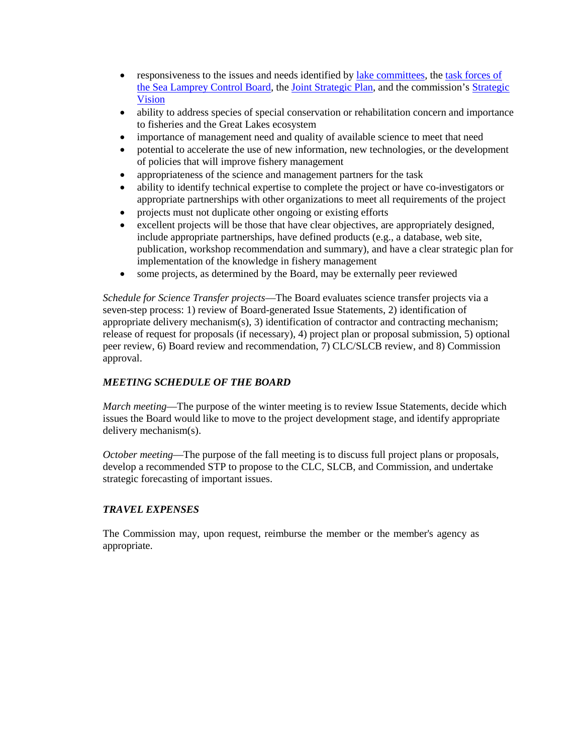- responsiveness to the issues and needs identified by [lake committees](), the [task forces of the Sea Lamprey Control Board](), the [Joint Strategic Plan](), and the commission's [Strategic Vision]()
- ability to address species of special conservation or rehabilitation concern and importance to fisheries and the Great Lakes ecosystem
- importance of management need and quality of available science to meet that need
- potential to accelerate the use of new information, new technologies, or the development of policies that will improve fishery management
- appropriateness of the science and management partners for the task
- ability to identify technical expertise to complete the project or have co-investigators or appropriate partnerships with other organizations to meet all requirements of the project
- projects must not duplicate other ongoing or existing efforts
- excellent projects will be those that have clear objectives, are appropriately designed, include appropriate partnerships, have defined products (e.g., a database, web site, publication, workshop recommendation and summary), and have a clear strategic plan for implementation of the knowledge in fishery management
- some projects, as determined by the Board, may be externally peer reviewed

*Schedule for Science Transfer projects*—The Board evaluates science transfer projects via a seven-step process: 1) review of Board-generated Issue Statements, 2) identification of appropriate delivery mechanism(s), 3) identification of contractor and contracting mechanism; release of request for proposals (if necessary), 4) project plan or proposal submission, 5) optional peer review, 6) Board review and recommendation, 7) CLC/SLCB review, and 8) Commission approval.

### *MEETING SCHEDULE OF THE BOARD*

*March meeting*—The purpose of the winter meeting is to review Issue Statements, decide which issues the Board would like to move to the project development stage, and identify appropriate delivery mechanism(s).

*October meeting*—The purpose of the fall meeting is to discuss full project plans or proposals, develop a recommended STP to propose to the CLC, SLCB, and Commission, and undertake strategic forecasting of important issues.

### *TRAVEL EXPENSES*

The Commission may, upon request, reimburse the member or the member's agency as appropriate.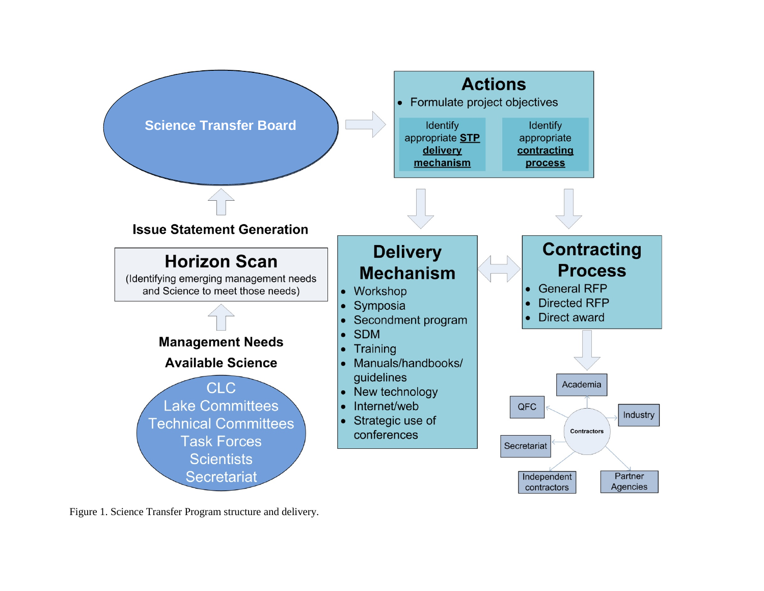Science Transfer Board

Actions

- Formulate project objectives

Identify appropriate **STP delivery mechanism**

Identify appropriate **contracting process**

Issue Statement Generation

Horizon Scan
(Identifying emerging management needs and Science to meet those needs)

Management Needs

Available Science

CLC
Lake Committees
Technical Committees
Task Forces
Scientists
Secretariat

Delivery Mechanism

- Workshop
- Symposia
- Secondment program
- SDM
- Training
- Manuals/handbooks/ guidelines
- New technology
- Internet/web
- Strategic use of conferences

Contracting Process

- General RFP
- Directed RFP
- Direct award

Contractors

Academia

QFC

Industry

Secretariat

Independent contractors

Partner Agencies

Figure 1. Science Transfer Program structure and delivery.